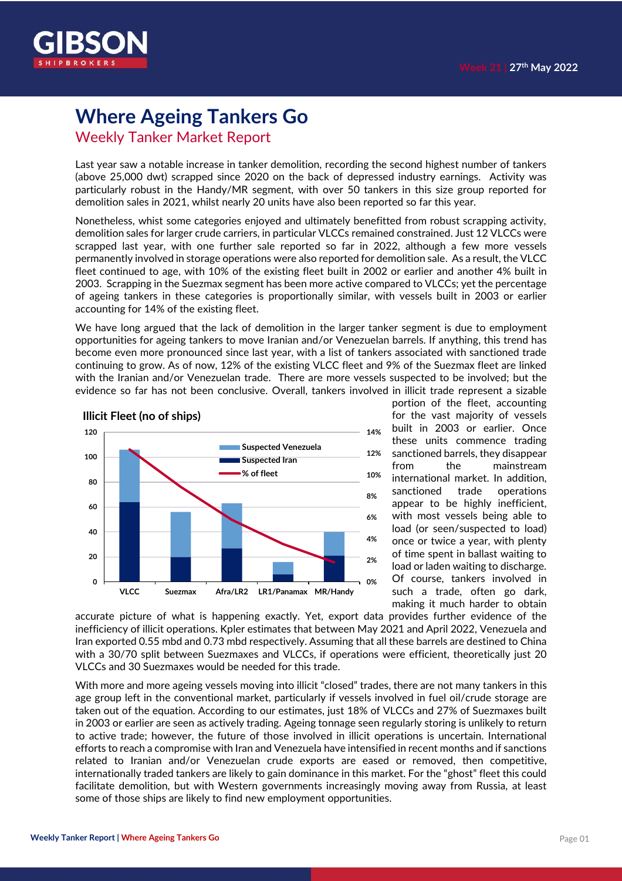Week 21 | 27th May 2022

# Where Ageing Tankers Go

## Weekly Tanker Market Report

Last year saw a notable increase in tanker demolition, recording the second highest number of tankers (above 25,000 dwt) scrapped since 2020 on the back of depressed industry earnings. Activity was particularly robust in the Handy/MR segment, with over 50 tankers in this size group reported for demolition sales in 2021, whilst nearly 20 units have also been reported so far this year.

Nonetheless, whist some categories enjoyed and ultimately benefitted from robust scrapping activity, demolition sales for larger crude carriers, in particular VLCCs remained constrained. Just 12 VLCCs were scrapped last year, with one further sale reported so far in 2022, although a few more vessels permanently involved in storage operations were also reported for demolition sale. As a result, the VLCC fleet continued to age, with 10% of the existing fleet built in 2002 or earlier and another 4% built in 2003. Scrapping in the Suezmax segment has been more active compared to VLCCs; yet the percentage of ageing tankers in these categories is proportionally similar, with vessels built in 2003 or earlier accounting for 14% of the existing fleet.

We have long argued that the lack of demolition in the larger tanker segment is due to employment opportunities for ageing tankers to move Iranian and/or Venezuelan barrels. If anything, this trend has become even more pronounced since last year, with a list of tankers associated with sanctioned trade continuing to grow. As of now, 12% of the existing VLCC fleet and 9% of the Suezmax fleet are linked with the Iranian and/or Venezuelan trade. There are more vessels suspected to be involved; but the evidence so far has not been conclusive. Overall, tankers involved in illicit trade represent a sizable portion of the fleet, accounting for the vast majority of vessels built in 2003 or earlier. Once these units commence trading sanctioned barrels, they disappear from the mainstream international market. In addition, sanctioned trade operations appear to be highly inefficient, with most vessels being able to load (or seen/suspected to load) once or twice a year, with plenty of time spent in ballast waiting to load or laden waiting to discharge. Of course, tankers involved in such a trade, often go dark, making it much harder to obtain accurate picture of what is happening exactly. Yet, export data provides further evidence of the inefficiency of illicit operations. Kpler estimates that between May 2021 and April 2022, Venezuela and Iran exported 0.55 mbd and 0.73 mbd respectively. Assuming that all these barrels are destined to China with a 30/70 split between Suezmaxes and VLCCs, if operations were efficient, theoretically just 20 VLCCs and 30 Suezmaxes would be needed for this trade.

**Illicit Fleet (no of ships)**

| Segment | Suspected Iran | Suspected Venezuela | Total | % of fleet |
|---|---|---|---|---|
| VLCC | ~64 | ~42 | ~106 | ~12% |
| Suezmax | ~20 | ~36 | ~56 | ~9% |
| Afra/LR2 | ~27 | ~36 | ~63 | ~6% |
| LR1/Panamax | ~6 | ~10 | ~16 | ~3.5% |
| MR/Handy | ~21 | ~19 | ~40 | ~1.5% |

With more and more ageing vessels moving into illicit "closed" trades, there are not many tankers in this age group left in the conventional market, particularly if vessels involved in fuel oil/crude storage are taken out of the equation. According to our estimates, just 18% of VLCCs and 27% of Suezmaxes built in 2003 or earlier are seen as actively trading. Ageing tonnage seen regularly storing is unlikely to return to active trade; however, the future of those involved in illicit operations is uncertain. International efforts to reach a compromise with Iran and Venezuela have intensified in recent months and if sanctions related to Iranian and/or Venezuelan crude exports are eased or removed, then competitive, internationally traded tankers are likely to gain dominance in this market. For the "ghost" fleet this could facilitate demolition, but with Western governments increasingly moving away from Russia, at least some of those ships are likely to find new employment opportunities.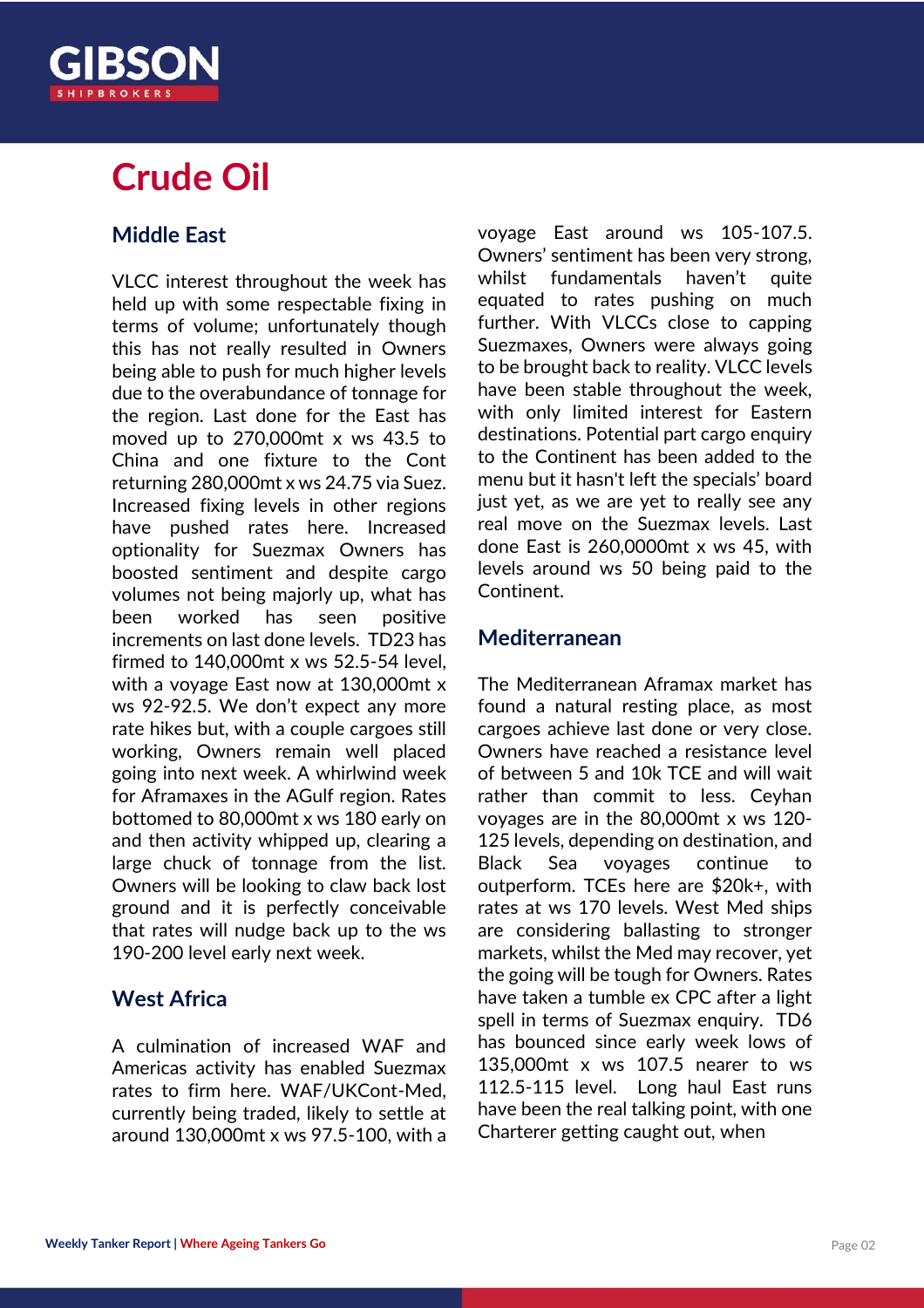# Crude Oil

## Middle East

VLCC interest throughout the week has held up with some respectable fixing in terms of volume; unfortunately though this has not really resulted in Owners being able to push for much higher levels due to the overabundance of tonnage for the region. Last done for the East has moved up to 270,000mt x ws 43.5 to China and one fixture to the Cont returning 280,000mt x ws 24.75 via Suez. Increased fixing levels in other regions have pushed rates here. Increased optionality for Suezmax Owners has boosted sentiment and despite cargo volumes not being majorly up, what has been worked has seen positive increments on last done levels. TD23 has firmed to 140,000mt x ws 52.5-54 level, with a voyage East now at 130,000mt x ws 92-92.5. We don't expect any more rate hikes but, with a couple cargoes still working, Owners remain well placed going into next week. A whirlwind week for Aframaxes in the AGulf region. Rates bottomed to 80,000mt x ws 180 early on and then activity whipped up, clearing a large chuck of tonnage from the list. Owners will be looking to claw back lost ground and it is perfectly conceivable that rates will nudge back up to the ws 190-200 level early next week.

## West Africa

A culmination of increased WAF and Americas activity has enabled Suezmax rates to firm here. WAF/UKCont-Med, currently being traded, likely to settle at around 130,000mt x ws 97.5-100, with a voyage East around ws 105-107.5. Owners' sentiment has been very strong, whilst fundamentals haven't quite equated to rates pushing on much further. With VLCCs close to capping Suezmaxes, Owners were always going to be brought back to reality. VLCC levels have been stable throughout the week, with only limited interest for Eastern destinations. Potential part cargo enquiry to the Continent has been added to the menu but it hasn't left the specials' board just yet, as we are yet to really see any real move on the Suezmax levels. Last done East is 260,0000mt x ws 45, with levels around ws 50 being paid to the Continent.

## Mediterranean

The Mediterranean Aframax market has found a natural resting place, as most cargoes achieve last done or very close. Owners have reached a resistance level of between 5 and 10k TCE and will wait rather than commit to less. Ceyhan voyages are in the 80,000mt x ws 120-125 levels, depending on destination, and Black Sea voyages continue to outperform. TCEs here are \$20k+, with rates at ws 170 levels. West Med ships are considering ballasting to stronger markets, whilst the Med may recover, yet the going will be tough for Owners. Rates have taken a tumble ex CPC after a light spell in terms of Suezmax enquiry. TD6 has bounced since early week lows of 135,000mt x ws 107.5 nearer to ws 112.5-115 level. Long haul East runs have been the real talking point, with one Charterer getting caught out, when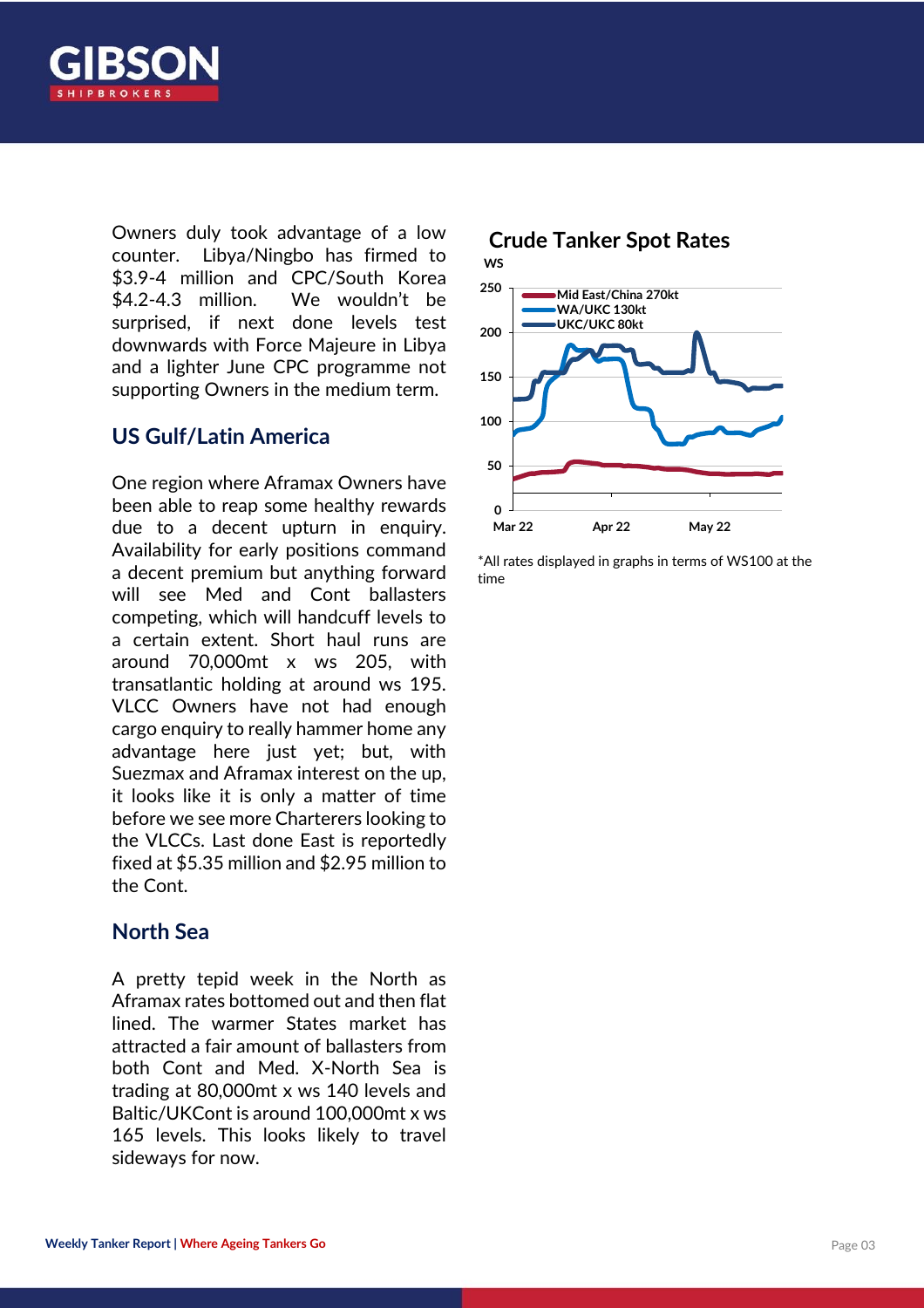Owners duly took advantage of a low counter. Libya/Ningbo has firmed to $3.9-4 million and CPC/South Korea $4.2-4.3 million. We wouldn't be surprised, if next done levels test downwards with Force Majeure in Libya and a lighter June CPC programme not supporting Owners in the medium term.

## US Gulf/Latin America

One region where Aframax Owners have been able to reap some healthy rewards due to a decent upturn in enquiry. Availability for early positions command a decent premium but anything forward will see Med and Cont ballasters competing, which will handcuff levels to a certain extent. Short haul runs are around 70,000mt x ws 205, with transatlantic holding at around ws 195. VLCC Owners have not had enough cargo enquiry to really hammer home any advantage here just yet; but, with Suezmax and Aframax interest on the up, it looks like it is only a matter of time before we see more Charterers looking to the VLCCs. Last done East is reportedly fixed at $5.35 million and $2.95 million to the Cont.

## North Sea

A pretty tepid week in the North as Aframax rates bottomed out and then flat lined. The warmer States market has attracted a fair amount of ballasters from both Cont and Med. X-North Sea is trading at 80,000mt x ws 140 levels and Baltic/UKCont is around 100,000mt x ws 165 levels. This looks likely to travel sideways for now.

### Crude Tanker Spot Rates

WS

Mid East/China 270kt
WA/UKC 130kt
UKC/UKC 80kt

Mar 22 | Apr 22 | May 22

*All rates displayed in graphs in terms of WS100 at the time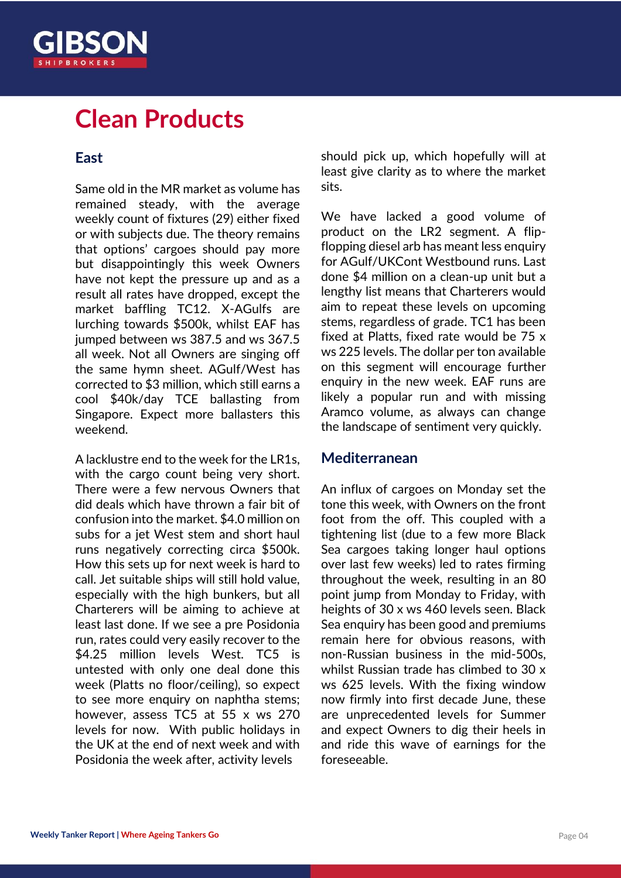# Clean Products

## East

Same old in the MR market as volume has remained steady, with the average weekly count of fixtures (29) either fixed or with subjects due. The theory remains that options' cargoes should pay more but disappointingly this week Owners have not kept the pressure up and as a result all rates have dropped, except the market baffling TC12. X-AGulfs are lurching towards $500k, whilst EAF has jumped between ws 387.5 and ws 367.5 all week. Not all Owners are singing off the same hymn sheet. AGulf/West has corrected to $3 million, which still earns a cool $40k/day TCE ballasting from Singapore. Expect more ballasters this weekend.

A lacklustre end to the week for the LR1s, with the cargo count being very short. There were a few nervous Owners that did deals which have thrown a fair bit of confusion into the market. $4.0 million on subs for a jet West stem and short haul runs negatively correcting circa $500k. How this sets up for next week is hard to call. Jet suitable ships will still hold value, especially with the high bunkers, but all Charterers will be aiming to achieve at least last done. If we see a pre Posidonia run, rates could very easily recover to the $4.25 million levels West. TC5 is untested with only one deal done this week (Platts no floor/ceiling), so expect to see more enquiry on naphtha stems; however, assess TC5 at 55 x ws 270 levels for now. With public holidays in the UK at the end of next week and with Posidonia the week after, activity levels should pick up, which hopefully will at least give clarity as to where the market sits.

We have lacked a good volume of product on the LR2 segment. A flip-flopping diesel arb has meant less enquiry for AGulf/UKCont Westbound runs. Last done $4 million on a clean-up unit but a lengthy list means that Charterers would aim to repeat these levels on upcoming stems, regardless of grade. TC1 has been fixed at Platts, fixed rate would be 75 x ws 225 levels. The dollar per ton available on this segment will encourage further enquiry in the new week. EAF runs are likely a popular run and with missing Aramco volume, as always can change the landscape of sentiment very quickly.

## Mediterranean

An influx of cargoes on Monday set the tone this week, with Owners on the front foot from the off. This coupled with a tightening list (due to a few more Black Sea cargoes taking longer haul options over last few weeks) led to rates firming throughout the week, resulting in an 80 point jump from Monday to Friday, with heights of 30 x ws 460 levels seen. Black Sea enquiry has been good and premiums remain here for obvious reasons, with non-Russian business in the mid-500s, whilst Russian trade has climbed to 30 x ws 625 levels. With the fixing window now firmly into first decade June, these are unprecedented levels for Summer and expect Owners to dig their heels in and ride this wave of earnings for the foreseeable.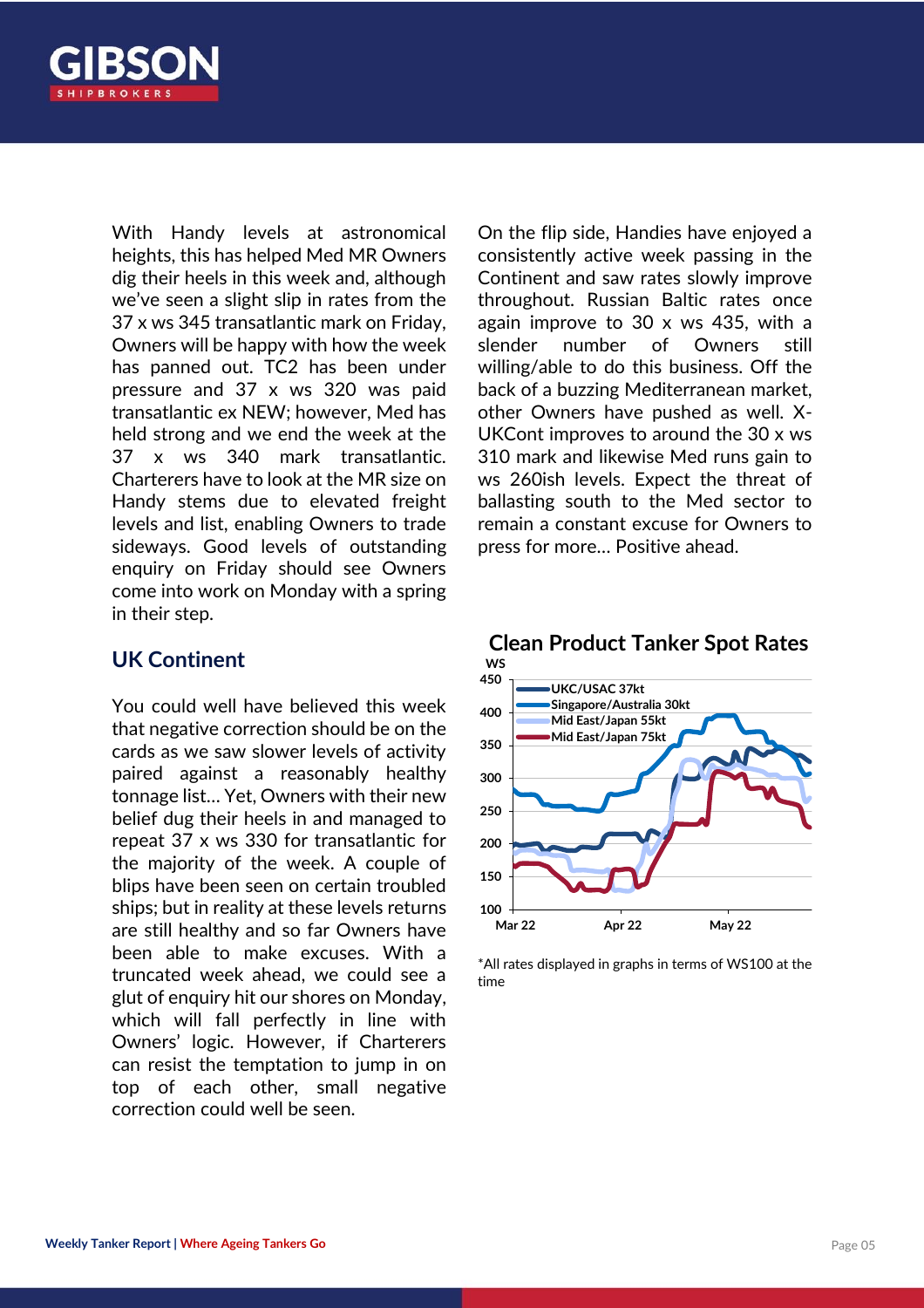With Handy levels at astronomical heights, this has helped Med MR Owners dig their heels in this week and, although we've seen a slight slip in rates from the 37 x ws 345 transatlantic mark on Friday, Owners will be happy with how the week has panned out. TC2 has been under pressure and 37 x ws 320 was paid transatlantic ex NEW; however, Med has held strong and we end the week at the 37 x ws 340 mark transatlantic. Charterers have to look at the MR size on Handy stems due to elevated freight levels and list, enabling Owners to trade sideways. Good levels of outstanding enquiry on Friday should see Owners come into work on Monday with a spring in their step.

## UK Continent

You could well have believed this week that negative correction should be on the cards as we saw slower levels of activity paired against a reasonably healthy tonnage list... Yet, Owners with their new belief dug their heels in and managed to repeat 37 x ws 330 for transatlantic for the majority of the week. A couple of blips have been seen on certain troubled ships; but in reality at these levels returns are still healthy and so far Owners have been able to make excuses. With a truncated week ahead, we could see a glut of enquiry hit our shores on Monday, which will fall perfectly in line with Owners' logic. However, if Charterers can resist the temptation to jump in on top of each other, small negative correction could well be seen.

On the flip side, Handies have enjoyed a consistently active week passing in the Continent and saw rates slowly improve throughout. Russian Baltic rates once again improve to 30 x ws 435, with a slender number of Owners still willing/able to do this business. Off the back of a buzzing Mediterranean market, other Owners have pushed as well. X-UKCont improves to around the 30 x ws 310 mark and likewise Med runs gain to ws 260ish levels. Expect the threat of ballasting south to the Med sector to remain a constant excuse for Owners to press for more... Positive ahead.

**Clean Product Tanker Spot Rates**

*All rates displayed in graphs in terms of WS100 at the time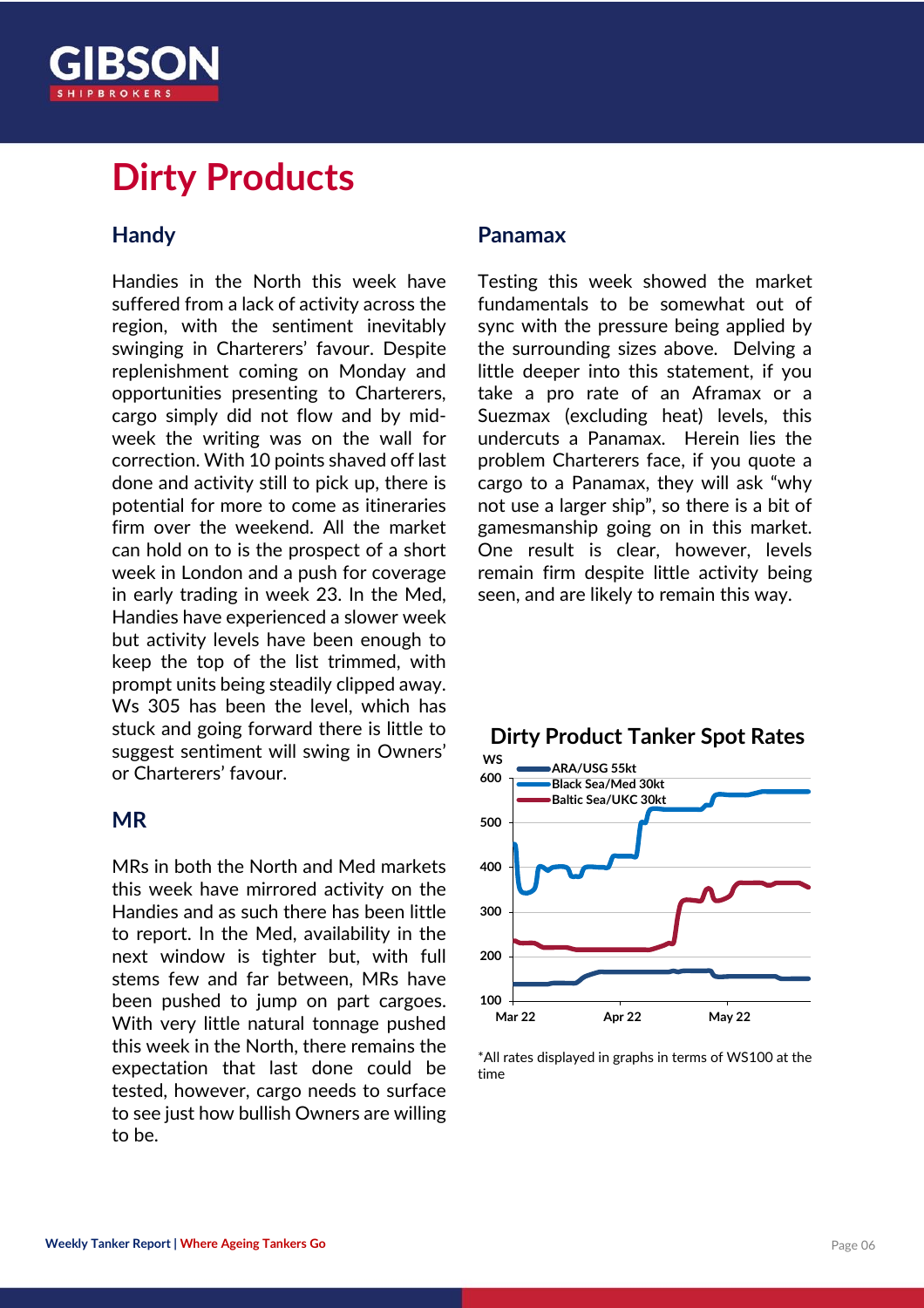# Dirty Products

## Handy

Handies in the North this week have suffered from a lack of activity across the region, with the sentiment inevitably swinging in Charterers' favour. Despite replenishment coming on Monday and opportunities presenting to Charterers, cargo simply did not flow and by mid-week the writing was on the wall for correction. With 10 points shaved off last done and activity still to pick up, there is potential for more to come as itineraries firm over the weekend. All the market can hold on to is the prospect of a short week in London and a push for coverage in early trading in week 23. In the Med, Handies have experienced a slower week but activity levels have been enough to keep the top of the list trimmed, with prompt units being steadily clipped away. Ws 305 has been the level, which has stuck and going forward there is little to suggest sentiment will swing in Owners' or Charterers' favour.

## MR

MRs in both the North and Med markets this week have mirrored activity on the Handies and as such there has been little to report. In the Med, availability in the next window is tighter but, with full stems few and far between, MRs have been pushed to jump on part cargoes. With very little natural tonnage pushed this week in the North, there remains the expectation that last done could be tested, however, cargo needs to surface to see just how bullish Owners are willing to be.

## Panamax

Testing this week showed the market fundamentals to be somewhat out of sync with the pressure being applied by the surrounding sizes above. Delving a little deeper into this statement, if you take a pro rate of an Aframax or a Suezmax (excluding heat) levels, this undercuts a Panamax. Herein lies the problem Charterers face, if you quote a cargo to a Panamax, they will ask "why not use a larger ship", so there is a bit of gamesmanship going on in this market. One result is clear, however, levels remain firm despite little activity being seen, and are likely to remain this way.

**Dirty Product Tanker Spot Rates**

*All rates displayed in graphs in terms of WS100 at the time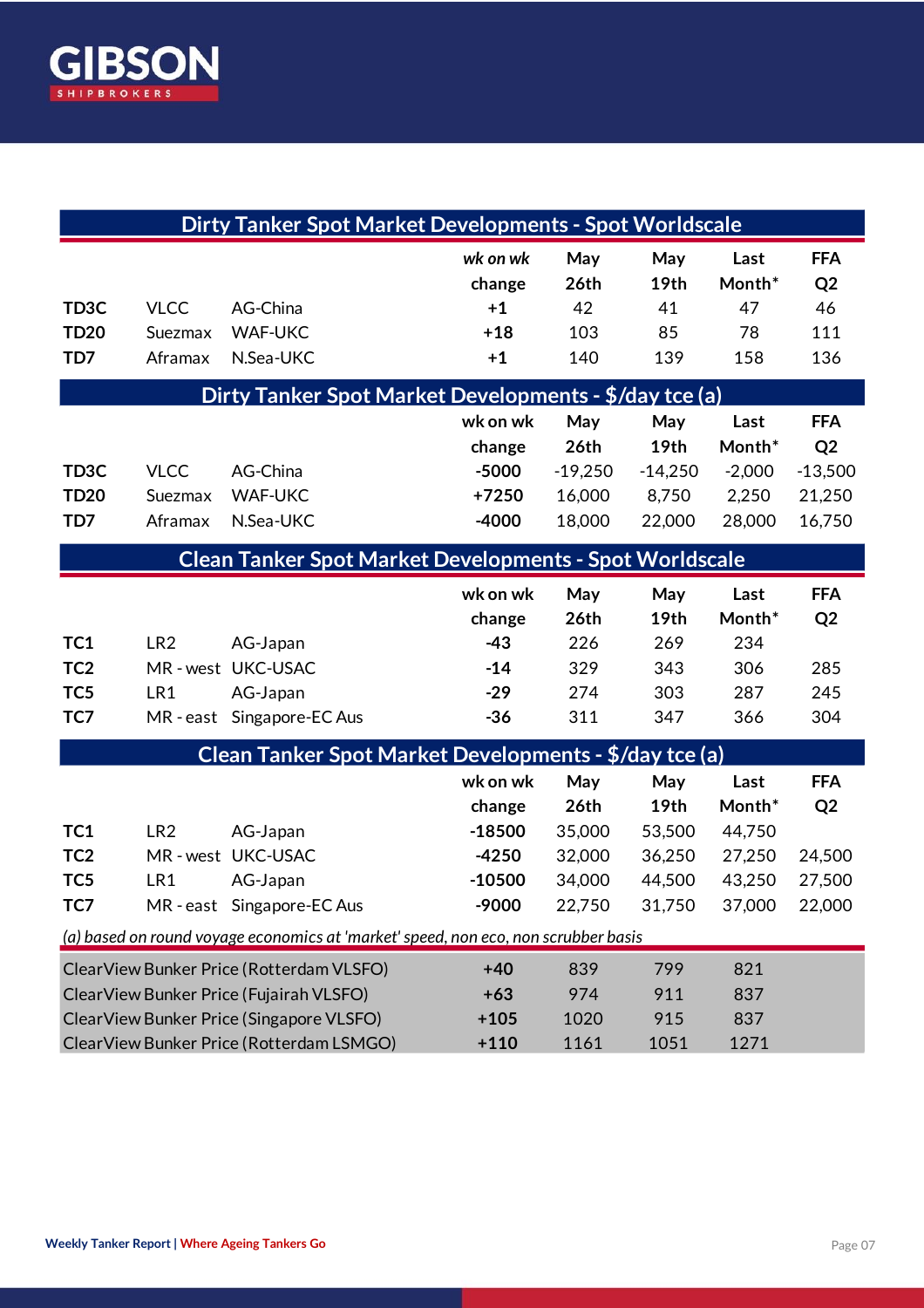## Dirty Tanker Spot Market Developments - Spot Worldscale

| | | | *wk on wk* change | May 26th | May 19th | Last Month* | FFA Q2 |
|---|---|---|---|---|---|---|---|
| **TD3C** | VLCC | AG-China | **+1** | 42 | 41 | 47 | 46 |
| **TD20** | Suezmax | WAF-UKC | **+18** | 103 | 85 | 78 | 111 |
| **TD7** | Aframax | N.Sea-UKC | **+1** | 140 | 139 | 158 | 136 |

## Dirty Tanker Spot Market Developments - $/day tce (a)

| | | | wk on wk change | May 26th | May 19th | Last Month* | FFA Q2 |
|---|---|---|---|---|---|---|---|
| **TD3C** | VLCC | AG-China | **-5000** | -19,250 | -14,250 | -2,000 | -13,500 |
| **TD20** | Suezmax | WAF-UKC | **+7250** | 16,000 | 8,750 | 2,250 | 21,250 |
| **TD7** | Aframax | N.Sea-UKC | **-4000** | 18,000 | 22,000 | 28,000 | 16,750 |

## Clean Tanker Spot Market Developments - Spot Worldscale

| | | | wk on wk change | May 26th | May 19th | Last Month* | FFA Q2 |
|---|---|---|---|---|---|---|---|
| **TC1** | LR2 | AG-Japan | **-43** | 226 | 269 | 234 | |
| **TC2** | MR - west | UKC-USAC | **-14** | 329 | 343 | 306 | 285 |
| **TC5** | LR1 | AG-Japan | **-29** | 274 | 303 | 287 | 245 |
| **TC7** | MR - east | Singapore-EC Aus | **-36** | 311 | 347 | 366 | 304 |

## Clean Tanker Spot Market Developments - $/day tce (a)

| | | | wk on wk change | May 26th | May 19th | Last Month* | FFA Q2 |
|---|---|---|---|---|---|---|---|
| **TC1** | LR2 | AG-Japan | **-18500** | 35,000 | 53,500 | 44,750 | |
| **TC2** | MR - west | UKC-USAC | **-4250** | 32,000 | 36,250 | 27,250 | 24,500 |
| **TC5** | LR1 | AG-Japan | **-10500** | 34,000 | 44,500 | 43,250 | 27,500 |
| **TC7** | MR - east | Singapore-EC Aus | **-9000** | 22,750 | 31,750 | 37,000 | 22,000 |

*(a) based on round voyage economics at 'market' speed, non eco, non scrubber basis*

| | wk on wk change | May 26th | May 19th | Last Month* |
|---|---|---|---|---|
| ClearView Bunker Price (Rotterdam VLSFO) | **+40** | 839 | 799 | 821 |
| ClearView Bunker Price (Fujairah VLSFO) | **+63** | 974 | 911 | 837 |
| ClearView Bunker Price (Singapore VLSFO) | **+105** | 1020 | 915 | 837 |
| ClearView Bunker Price (Rotterdam LSMGO) | **+110** | 1161 | 1051 | 1271 |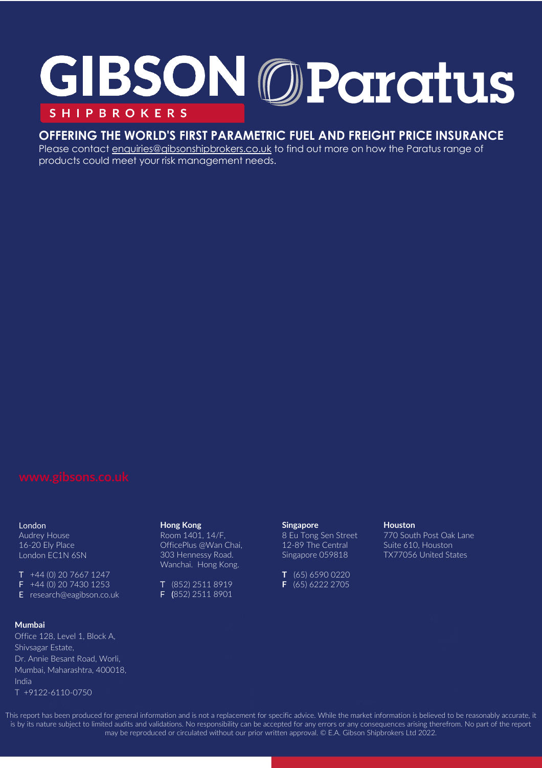# GIBSON SHIPBROKERS Paratus

## OFFERING THE WORLD'S FIRST PARAMETRIC FUEL AND FREIGHT PRICE INSURANCE

Please contact enquiries@gibsonshipbrokers.co.uk to find out more on how the Paratus range of products could meet your risk management needs.

www.gibsons.co.uk

**London**
Audrey House
16-20 Ely Place
London EC1N 6SN

T +44 (0) 20 7667 1247
F +44 (0) 20 7430 1253
E research@eagibson.co.uk

**Hong Kong**
Room 1401, 14/F,
OfficePlus @Wan Chai,
303 Hennessy Road.
Wanchai. Hong Kong.

T (852) 2511 8919
F (852) 2511 8901

**Singapore**
8 Eu Tong Sen Street
12-89 The Central
Singapore 059818

T (65) 6590 0220
F (65) 6222 2705

**Houston**
770 South Post Oak Lane
Suite 610, Houston
TX77056 United States

**Mumbai**
Office 128, Level 1, Block A,
Shivsagar Estate,
Dr. Annie Besant Road, Worli,
Mumbai, Maharashtra, 400018,
India
T +9122-6110-0750

This report has been produced for general information and is not a replacement for specific advice. While the market information is believed to be reasonably accurate, it is by its nature subject to limited audits and validations. No responsibility can be accepted for any errors or any consequences arising therefrom. No part of the report may be reproduced or circulated without our prior written approval. © E.A. Gibson Shipbrokers Ltd 2022.